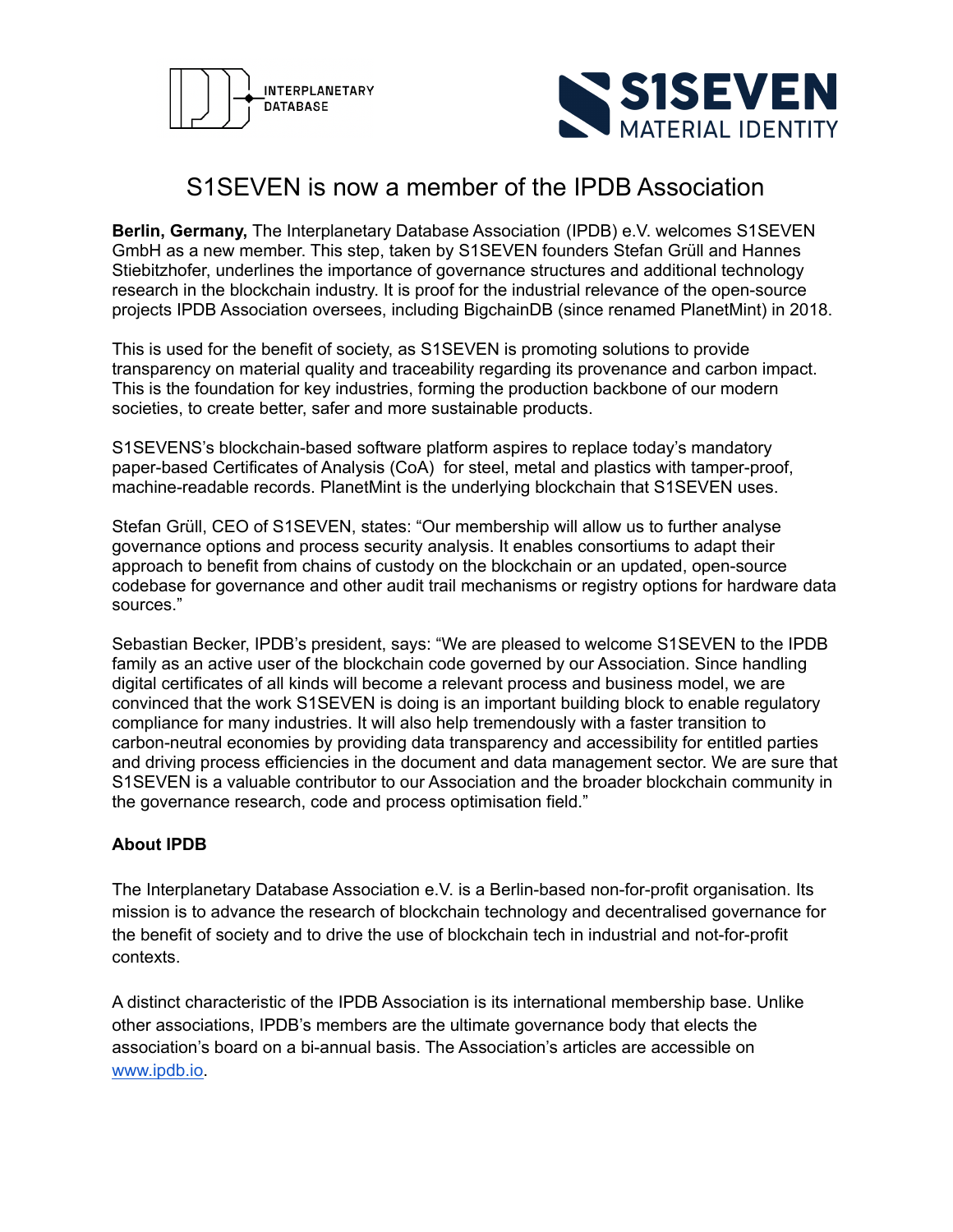# S1SEVEN is now a member of the IPDB Association

**Berlin, Germany,** The Interplanetary Database Association (IPDB) e.V. welcomes S1SEVEN GmbH as a new member. This step, taken by S1SEVEN founders Stefan Grüll and Hannes Stiebitzhofer, underlines the importance of governance structures and additional technology research in the blockchain industry. It is proof for the industrial relevance of the open-source projects IPDB Association oversees, including BigchainDB (since renamed PlanetMint) in 2018.

This is used for the benefit of society, as S1SEVEN is promoting solutions to provide transparency on material quality and traceability regarding its provenance and carbon impact. This is the foundation for key industries, forming the production backbone of our modern societies, to create better, safer and more sustainable products.

S1SEVENS's blockchain-based software platform aspires to replace today's mandatory paper-based Certificates of Analysis (CoA) for steel, metal and plastics with tamper-proof, machine-readable records. PlanetMint is the underlying blockchain that S1SEVEN uses.

Stefan Grüll, CEO of S1SEVEN, states: "Our membership will allow us to further analyse governance options and process security analysis. It enables consortiums to adapt their approach to benefit from chains of custody on the blockchain or an updated, open-source codebase for governance and other audit trail mechanisms or registry options for hardware data sources."

Sebastian Becker, IPDB's president, says: "We are pleased to welcome S1SEVEN to the IPDB family as an active user of the blockchain code governed by our Association. Since handling digital certificates of all kinds will become a relevant process and business model, we are convinced that the work S1SEVEN is doing is an important building block to enable regulatory compliance for many industries. It will also help tremendously with a faster transition to carbon-neutral economies by providing data transparency and accessibility for entitled parties and driving process efficiencies in the document and data management sector. We are sure that S1SEVEN is a valuable contributor to our Association and the broader blockchain community in the governance research, code and process optimisation field."

**About IPDB**

The Interplanetary Database Association e.V. is a Berlin-based non-for-profit organisation. Its mission is to advance the research of blockchain technology and decentralised governance for the benefit of society and to drive the use of blockchain tech in industrial and not-for-profit contexts.

A distinct characteristic of the IPDB Association is its international membership base. Unlike other associations, IPDB's members are the ultimate governance body that elects the association's board on a bi-annual basis. The Association's articles are accessible on [www.ipdb.io](http://www.ipdb.io).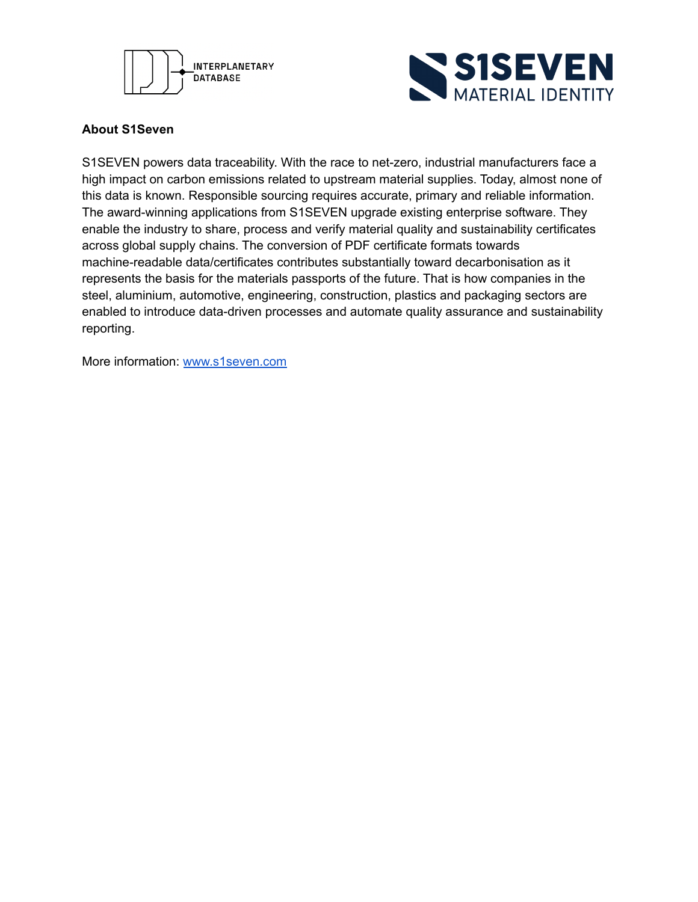**About S1Seven**

S1SEVEN powers data traceability. With the race to net-zero, industrial manufacturers face a high impact on carbon emissions related to upstream material supplies. Today, almost none of this data is known. Responsible sourcing requires accurate, primary and reliable information. The award-winning applications from S1SEVEN upgrade existing enterprise software. They enable the industry to share, process and verify material quality and sustainability certificates across global supply chains. The conversion of PDF certificate formats towards machine-readable data/certificates contributes substantially toward decarbonisation as it represents the basis for the materials passports of the future. That is how companies in the steel, aluminium, automotive, engineering, construction, plastics and packaging sectors are enabled to introduce data-driven processes and automate quality assurance and sustainability reporting.

More information: [www.s1seven.com](http://www.s1seven.com)